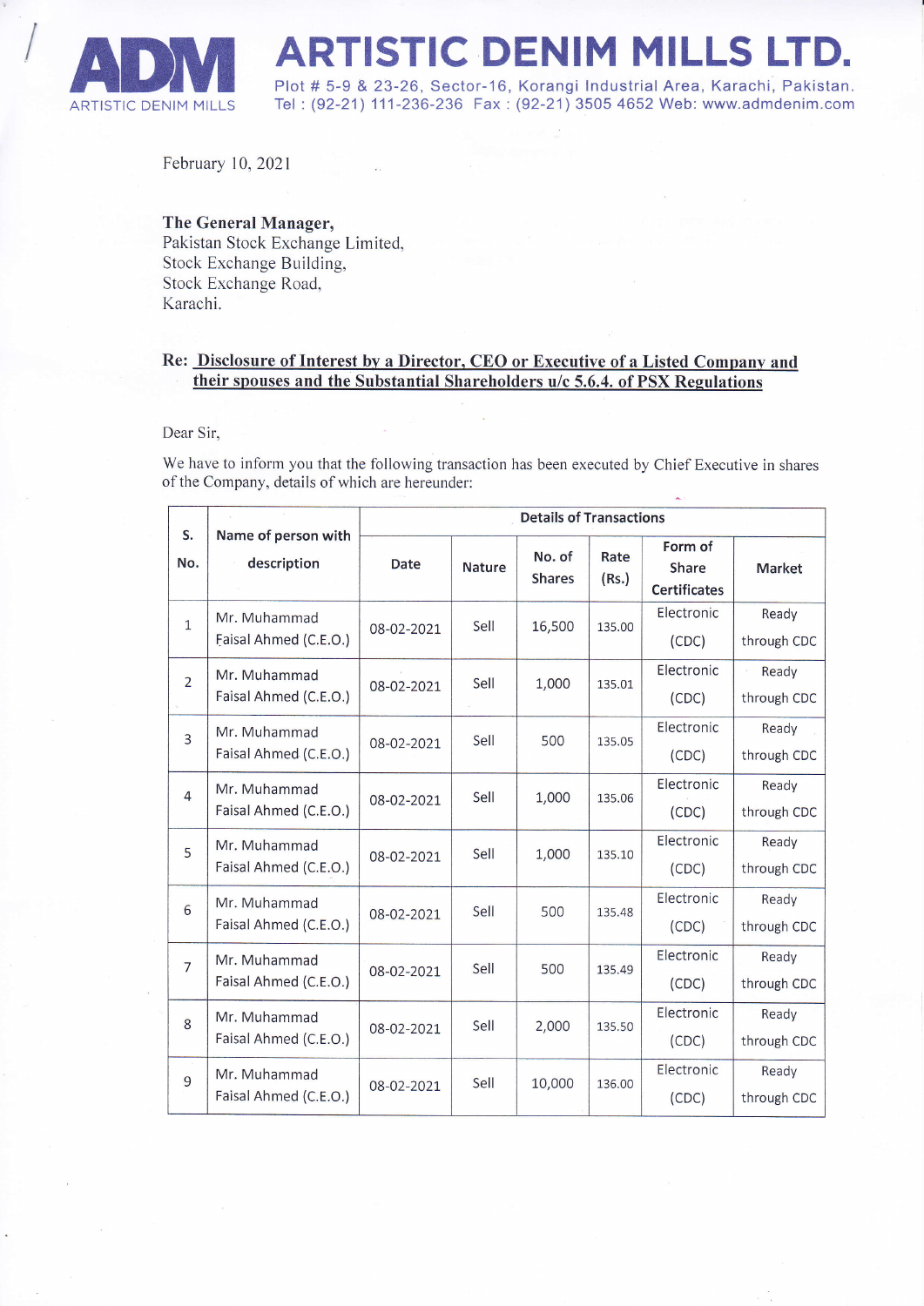# ARTISTIC DENIM MILLS LTD.

ADM ARTISTIC DENIM MILLS

Plot # 5-9 & 23-26, Sector-16, Korangi Industrial Area, Karachi, Pakistan.
Tel : (92-21) 111-236-236 Fax : (92-21) 3505 4652 Web: www.admdenim.com

February 10, 2021

**The General Manager,**
Pakistan Stock Exchange Limited,
Stock Exchange Building,
Stock Exchange Road,
Karachi.

**Re: Disclosure of Interest by a Director, CEO or Executive of a Listed Company and their spouses and the Substantial Shareholders u/c 5.6.4. of PSX Regulations**

Dear Sir,

We have to inform you that the following transaction has been executed by Chief Executive in shares of the Company, details of which are hereunder:

| S. No. | Name of person with description | Details of Transactions | | | | | |
|---|---|---|---|---|---|---|---|
| | | Date | Nature | No. of Shares | Rate (Rs.) | Form of Share Certificates | Market |
| 1 | Mr. Muhammad Faisal Ahmed (C.E.O.) | 08-02-2021 | Sell | 16,500 | 135.00 | Electronic (CDC) | Ready through CDC |
| 2 | Mr. Muhammad Faisal Ahmed (C.E.O.) | 08-02-2021 | Sell | 1,000 | 135.01 | Electronic (CDC) | Ready through CDC |
| 3 | Mr. Muhammad Faisal Ahmed (C.E.O.) | 08-02-2021 | Sell | 500 | 135.05 | Electronic (CDC) | Ready through CDC |
| 4 | Mr. Muhammad Faisal Ahmed (C.E.O.) | 08-02-2021 | Sell | 1,000 | 135.06 | Electronic (CDC) | Ready through CDC |
| 5 | Mr. Muhammad Faisal Ahmed (C.E.O.) | 08-02-2021 | Sell | 1,000 | 135.10 | Electronic (CDC) | Ready through CDC |
| 6 | Mr. Muhammad Faisal Ahmed (C.E.O.) | 08-02-2021 | Sell | 500 | 135.48 | Electronic (CDC) | Ready through CDC |
| 7 | Mr. Muhammad Faisal Ahmed (C.E.O.) | 08-02-2021 | Sell | 500 | 135.49 | Electronic (CDC) | Ready through CDC |
| 8 | Mr. Muhammad Faisal Ahmed (C.E.O.) | 08-02-2021 | Sell | 2,000 | 135.50 | Electronic (CDC) | Ready through CDC |
| 9 | Mr. Muhammad Faisal Ahmed (C.E.O.) | 08-02-2021 | Sell | 10,000 | 136.00 | Electronic (CDC) | Ready through CDC |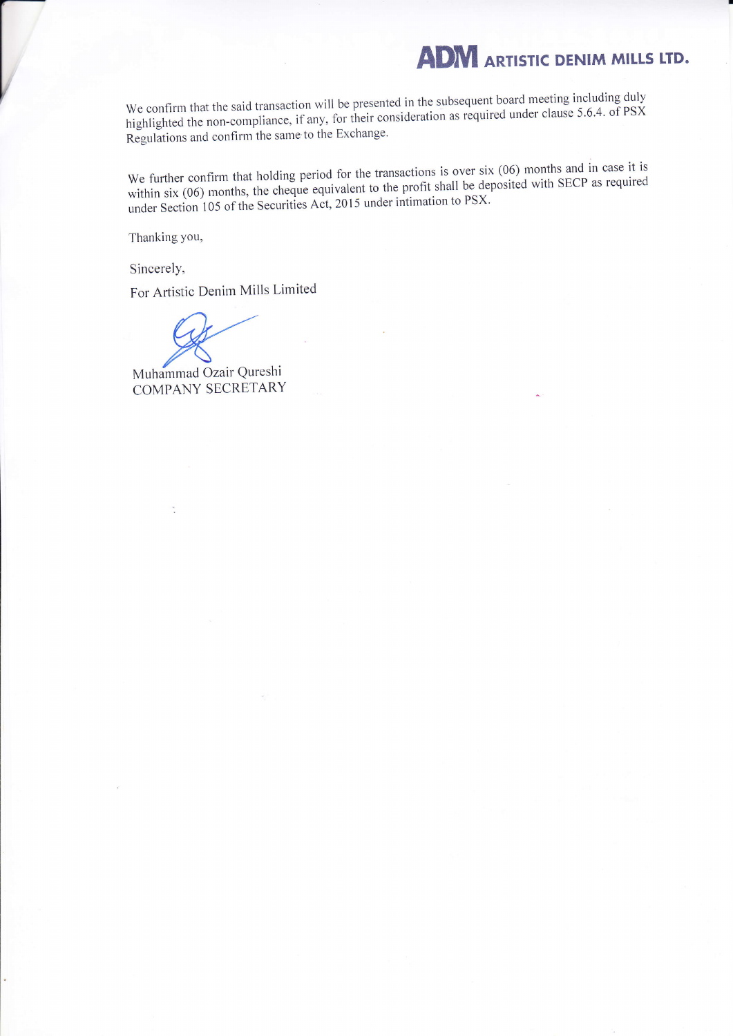We confirm that the said transaction will be presented in the subsequent board meeting including duly highlighted the non-compliance, if any, for their consideration as required under clause 5.6.4. of PSX Regulations and confirm the same to the Exchange.

We further confirm that holding period for the transactions is over six (06) months and in case it is within six (06) months, the cheque equivalent to the profit shall be deposited with SECP as required under Section 105 of the Securities Act, 2015 under intimation to PSX.

Thanking you,

Sincerely,

For Artistic Denim Mills Limited

Muhammad Ozair Qureshi
COMPANY SECRETARY